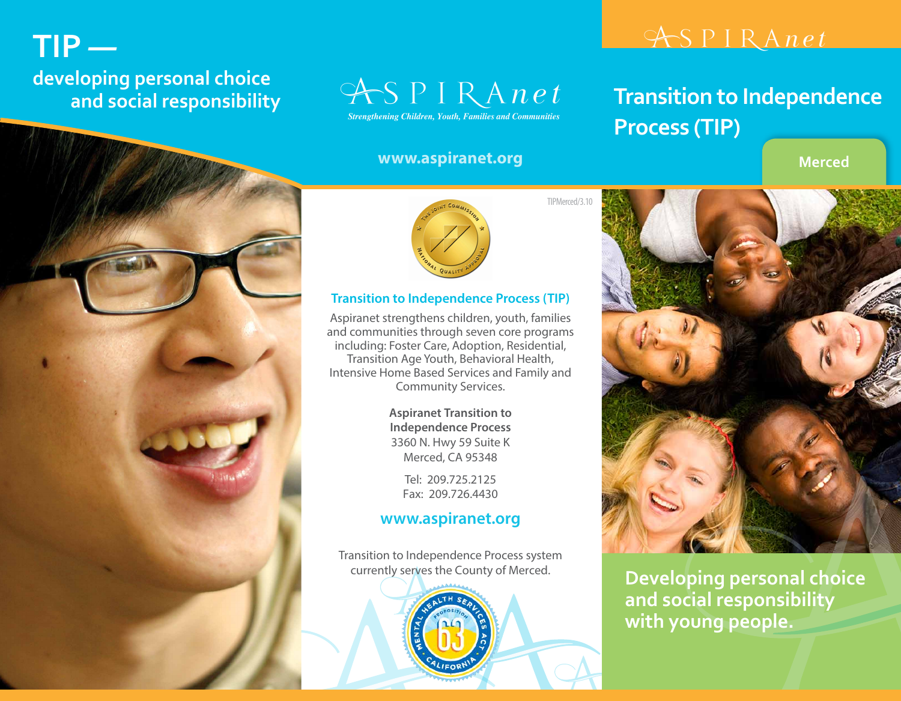# TIP —

developing personal choice and social responsibility

ASPIRAnet

*Strengthening Children, Youth, Families and Communities*

www.aspiranet.org

TIPMerced/3.10

### Transition to Independence Process (TIP)

Aspiranet strengthens children, youth, families and communities through seven core programs including: Foster Care, Adoption, Residential, Transition Age Youth, Behavioral Health, Intensive Home Based Services and Family and Community Services.

**Aspiranet Transition to Independence Process**
3360 N. Hwy 59 Suite K
Merced, CA 95348

Tel: 209.725.2125
Fax: 209.726.4430

**www.aspiranet.org**

Transition to Independence Process system currently serves the County of Merced.

ASPIRAnet

# Transition to Independence Process (TIP)

**Merced**

**Developing personal choice and social responsibility with young people.**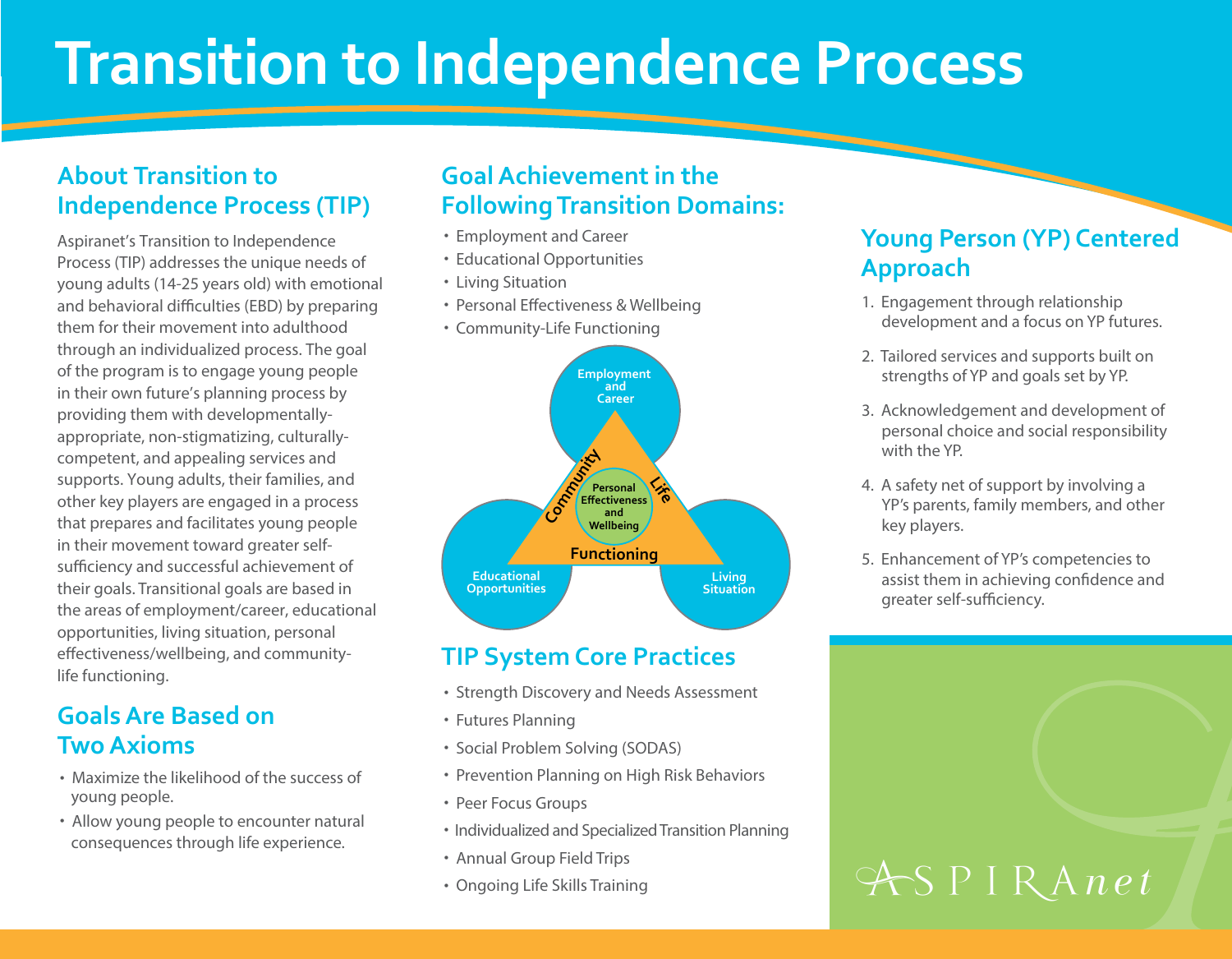# Transition to Independence Process

## About Transition to Independence Process (TIP)

Aspiranet's Transition to Independence Process (TIP) addresses the unique needs of young adults (14-25 years old) with emotional and behavioral difficulties (EBD) by preparing them for their movement into adulthood through an individualized process. The goal of the program is to engage young people in their own future's planning process by providing them with developmentally-appropriate, non-stigmatizing, culturally-competent, and appealing services and supports. Young adults, their families, and other key players are engaged in a process that prepares and facilitates young people in their movement toward greater self-sufficiency and successful achievement of their goals. Transitional goals are based in the areas of employment/career, educational opportunities, living situation, personal effectiveness/wellbeing, and community-life functioning.

## Goals Are Based on Two Axioms

- Maximize the likelihood of the success of young people.
- Allow young people to encounter natural consequences through life experience.

## Goal Achievement in the Following Transition Domains:

- Employment and Career
- Educational Opportunities
- Living Situation
- Personal Effectiveness & Wellbeing
- Community-Life Functioning

Employment and Career

Educational Opportunities

Living Situation

Community Life Functioning

Personal Effectiveness and Wellbeing

## TIP System Core Practices

- Strength Discovery and Needs Assessment
- Futures Planning
- Social Problem Solving (SODAS)
- Prevention Planning on High Risk Behaviors
- Peer Focus Groups
- Individualized and Specialized Transition Planning
- Annual Group Field Trips
- Ongoing Life Skills Training

## Young Person (YP) Centered Approach

1. Engagement through relationship development and a focus on YP futures.
2. Tailored services and supports built on strengths of YP and goals set by YP.
3. Acknowledgement and development of personal choice and social responsibility with the YP.
4. A safety net of support by involving a YP's parents, family members, and other key players.
5. Enhancement of YP's competencies to assist them in achieving confidence and greater self-sufficiency.

ASPIRAnet